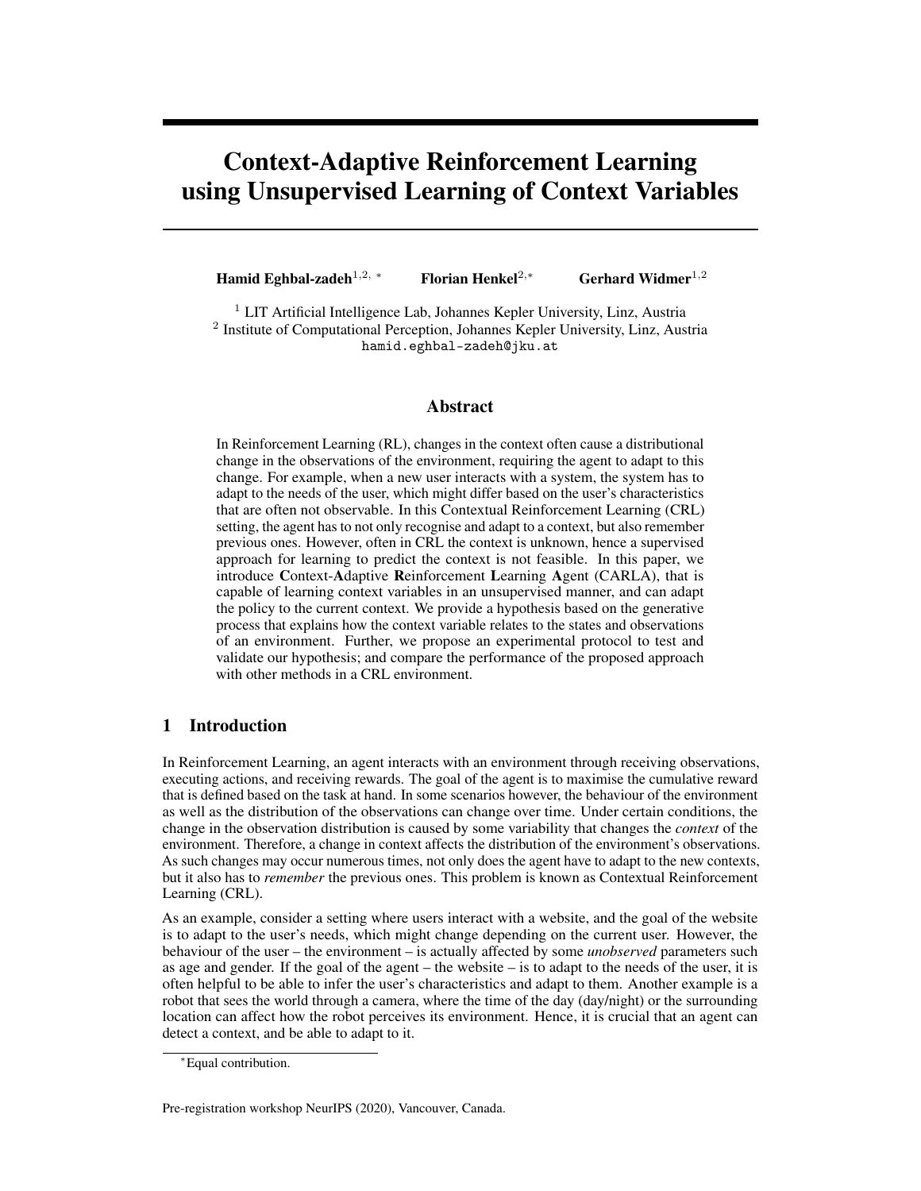# Context-Adaptive Reinforcement Learning using Unsupervised Learning of Context Variables

**Hamid Eghbal-zadeh**[1,2,*] **Florian Henkel**[2,*] **Gerhard Widmer**[1,2]

[1] LIT Artificial Intelligence Lab, Johannes Kepler University, Linz, Austria
[2] Institute of Computational Perception, Johannes Kepler University, Linz, Austria
hamid.eghbal-zadeh@jku.at

## Abstract

In Reinforcement Learning (RL), changes in the context often cause a distributional change in the observations of the environment, requiring the agent to adapt to this change. For example, when a new user interacts with a system, the system has to adapt to the needs of the user, which might differ based on the user's characteristics that are often not observable. In this Contextual Reinforcement Learning (CRL) setting, the agent has to not only recognise and adapt to a context, but also remember previous ones. However, often in CRL the context is unknown, hence a supervised approach for learning to predict the context is not feasible. In this paper, we introduce **C**ontext-**A**daptive **R**einforcement **L**earning **A**gent (CARLA), that is capable of learning context variables in an unsupervised manner, and can adapt the policy to the current context. We provide a hypothesis based on the generative process that explains how the context variable relates to the states and observations of an environment. Further, we propose an experimental protocol to test and validate our hypothesis; and compare the performance of the proposed approach with other methods in a CRL environment.

## 1 Introduction

In Reinforcement Learning, an agent interacts with an environment through receiving observations, executing actions, and receiving rewards. The goal of the agent is to maximise the cumulative reward that is defined based on the task at hand. In some scenarios however, the behaviour of the environment as well as the distribution of the observations can change over time. Under certain conditions, the change in the observation distribution is caused by some variability that changes the *context* of the environment. Therefore, a change in context affects the distribution of the environment's observations. As such changes may occur numerous times, not only does the agent have to adapt to the new contexts, but it also has to *remember* the previous ones. This problem is known as Contextual Reinforcement Learning (CRL).

As an example, consider a setting where users interact with a website, and the goal of the website is to adapt to the user's needs, which might change depending on the current user. However, the behaviour of the user – the environment – is actually affected by some *unobserved* parameters such as age and gender. If the goal of the agent – the website – is to adapt to the needs of the user, it is often helpful to be able to infer the user's characteristics and adapt to them. Another example is a robot that sees the world through a camera, where the time of the day (day/night) or the surrounding location can affect how the robot perceives its environment. Hence, it is crucial that an agent can detect a context, and be able to adapt to it.

[*] Equal contribution.

Pre-registration workshop NeurIPS (2020), Vancouver, Canada.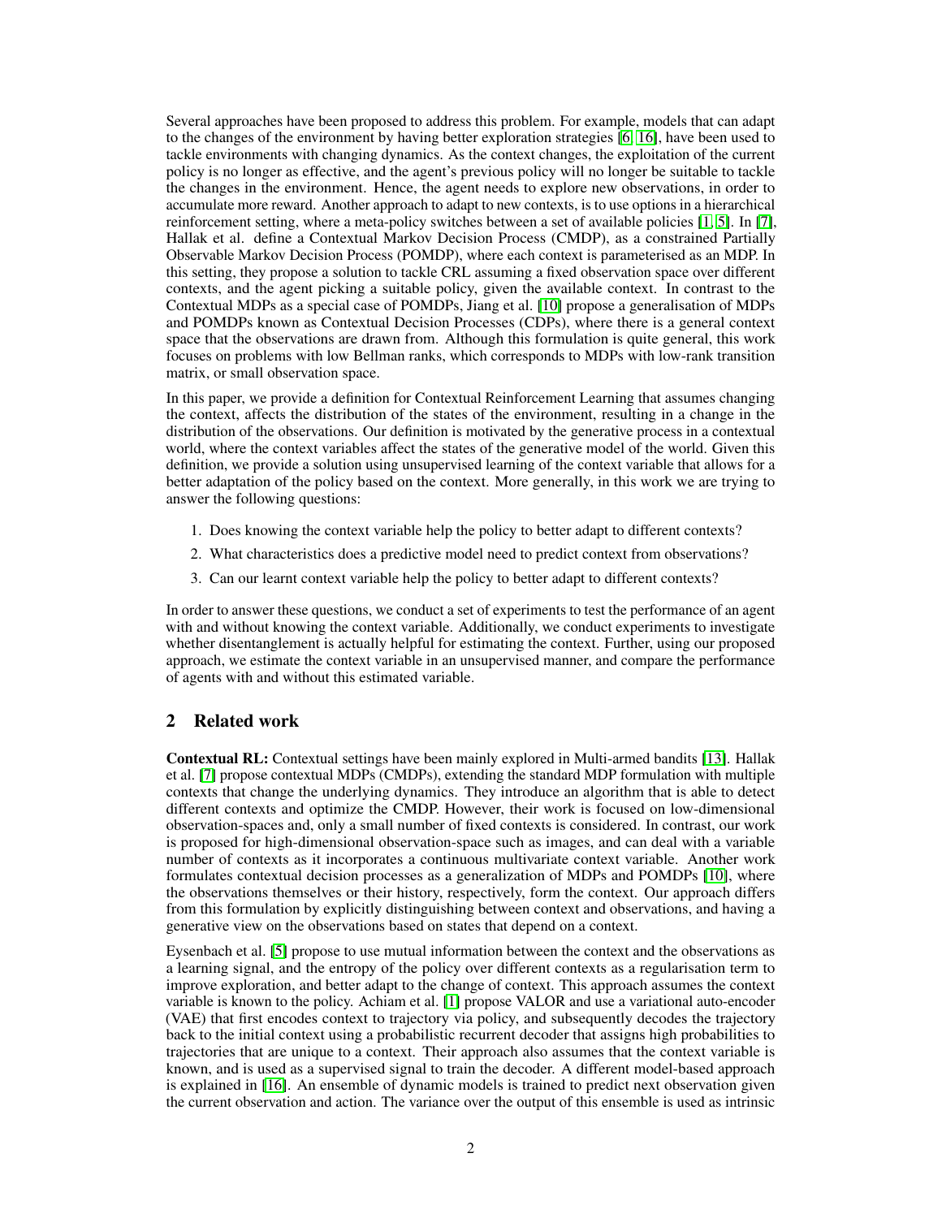Several approaches have been proposed to address this problem. For example, models that can adapt to the changes of the environment by having better exploration strategies [6, 16], have been used to tackle environments with changing dynamics. As the context changes, the exploitation of the current policy is no longer as effective, and the agent's previous policy will no longer be suitable to tackle the changes in the environment. Hence, the agent needs to explore new observations, in order to accumulate more reward. Another approach to adapt to new contexts, is to use options in a hierarchical reinforcement setting, where a meta-policy switches between a set of available policies [1, 5]. In [7], Hallak et al. define a Contextual Markov Decision Process (CMDP), as a constrained Partially Observable Markov Decision Process (POMDP), where each context is parameterised as an MDP. In this setting, they propose a solution to tackle CRL assuming a fixed observation space over different contexts, and the agent picking a suitable policy, given the available context. In contrast to the Contextual MDPs as a special case of POMDPs, Jiang et al. [10] propose a generalisation of MDPs and POMDPs known as Contextual Decision Processes (CDPs), where there is a general context space that the observations are drawn from. Although this formulation is quite general, this work focuses on problems with low Bellman ranks, which corresponds to MDPs with low-rank transition matrix, or small observation space.

In this paper, we provide a definition for Contextual Reinforcement Learning that assumes changing the context, affects the distribution of the states of the environment, resulting in a change in the distribution of the observations. Our definition is motivated by the generative process in a contextual world, where the context variables affect the states of the generative model of the world. Given this definition, we provide a solution using unsupervised learning of the context variable that allows for a better adaptation of the policy based on the context. More generally, in this work we are trying to answer the following questions:

1. Does knowing the context variable help the policy to better adapt to different contexts?
2. What characteristics does a predictive model need to predict context from observations?
3. Can our learnt context variable help the policy to better adapt to different contexts?

In order to answer these questions, we conduct a set of experiments to test the performance of an agent with and without knowing the context variable. Additionally, we conduct experiments to investigate whether disentanglement is actually helpful for estimating the context. Further, using our proposed approach, we estimate the context variable in an unsupervised manner, and compare the performance of agents with and without this estimated variable.

## 2 Related work

**Contextual RL:** Contextual settings have been mainly explored in Multi-armed bandits [13]. Hallak et al. [7] propose contextual MDPs (CMDPs), extending the standard MDP formulation with multiple contexts that change the underlying dynamics. They introduce an algorithm that is able to detect different contexts and optimize the CMDP. However, their work is focused on low-dimensional observation-spaces and, only a small number of fixed contexts is considered. In contrast, our work is proposed for high-dimensional observation-space such as images, and can deal with a variable number of contexts as it incorporates a continuous multivariate context variable. Another work formulates contextual decision processes as a generalization of MDPs and POMDPs [10], where the observations themselves or their history, respectively, form the context. Our approach differs from this formulation by explicitly distinguishing between context and observations, and having a generative view on the observations based on states that depend on a context.

Eysenbach et al. [5] propose to use mutual information between the context and the observations as a learning signal, and the entropy of the policy over different contexts as a regularisation term to improve exploration, and better adapt to the change of context. This approach assumes the context variable is known to the policy. Achiam et al. [1] propose VALOR and use a variational auto-encoder (VAE) that first encodes context to trajectory via policy, and subsequently decodes the trajectory back to the initial context using a probabilistic recurrent decoder that assigns high probabilities to trajectories that are unique to a context. Their approach also assumes that the context variable is known, and is used as a supervised signal to train the decoder. A different model-based approach is explained in [16]. An ensemble of dynamic models is trained to predict next observation given the current observation and action. The variance over the output of this ensemble is used as intrinsic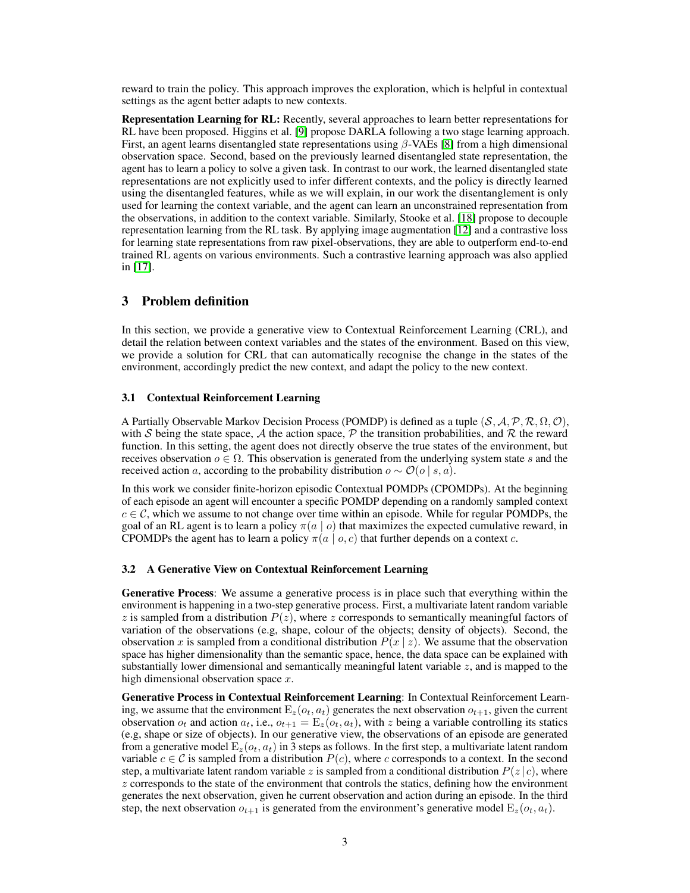reward to train the policy. This approach improves the exploration, which is helpful in contextual settings as the agent better adapts to new contexts.

**Representation Learning for RL:** Recently, several approaches to learn better representations for RL have been proposed. Higgins et al. [9] propose DARLA following a two stage learning approach. First, an agent learns disentangled state representations using $\beta$-VAEs [8] from a high dimensional observation space. Second, based on the previously learned disentangled state representation, the agent has to learn a policy to solve a given task. In contrast to our work, the learned disentangled state representations are not explicitly used to infer different contexts, and the policy is directly learned using the disentangled features, while as we will explain, in our work the disentanglement is only used for learning the context variable, and the agent can learn an unconstrained representation from the observations, in addition to the context variable. Similarly, Stooke et al. [18] propose to decouple representation learning from the RL task. By applying image augmentation [12] and a contrastive loss for learning state representations from raw pixel-observations, they are able to outperform end-to-end trained RL agents on various environments. Such a contrastive learning approach was also applied in [17].

## 3 Problem definition

In this section, we provide a generative view to Contextual Reinforcement Learning (CRL), and detail the relation between context variables and the states of the environment. Based on this view, we provide a solution for CRL that can automatically recognise the change in the states of the environment, accordingly predict the new context, and adapt the policy to the new context.

### 3.1 Contextual Reinforcement Learning

A Partially Observable Markov Decision Process (POMDP) is defined as a tuple $(\mathcal{S}, \mathcal{A}, \mathcal{P}, \mathcal{R}, \Omega, \mathcal{O})$, with $\mathcal{S}$ being the state space, $\mathcal{A}$ the action space, $\mathcal{P}$ the transition probabilities, and $\mathcal{R}$ the reward function. In this setting, the agent does not directly observe the true states of the environment, but receives observation $o \in \Omega$. This observation is generated from the underlying system state $s$ and the received action $a$, according to the probability distribution $o \sim \mathcal{O}(o \mid s, a)$.

In this work we consider finite-horizon episodic Contextual POMDPs (CPOMDPs). At the beginning of each episode an agent will encounter a specific POMDP depending on a randomly sampled context $c \in \mathcal{C}$, which we assume to not change over time within an episode. While for regular POMDPs, the goal of an RL agent is to learn a policy $\pi(a \mid o)$ that maximizes the expected cumulative reward, in CPOMDPs the agent has to learn a policy $\pi(a \mid o, c)$ that further depends on a context $c$.

### 3.2 A Generative View on Contextual Reinforcement Learning

**Generative Process**: We assume a generative process is in place such that everything within the environment is happening in a two-step generative process. First, a multivariate latent random variable $z$ is sampled from a distribution $P(z)$, where $z$ corresponds to semantically meaningful factors of variation of the observations (e.g, shape, colour of the objects; density of objects). Second, the observation $x$ is sampled from a conditional distribution $P(x \mid z)$. We assume that the observation space has higher dimensionality than the semantic space, hence, the data space can be explained with substantially lower dimensional and semantically meaningful latent variable $z$, and is mapped to the high dimensional observation space $x$.

**Generative Process in Contextual Reinforcement Learning**: In Contextual Reinforcement Learning, we assume that the environment $\mathrm{E}_z(o_t, a_t)$ generates the next observation $o_{t+1}$, given the current observation $o_t$ and action $a_t$, i.e., $o_{t+1} = \mathrm{E}_z(o_t, a_t)$, with $z$ being a variable controlling its statics (e.g, shape or size of objects). In our generative view, the observations of an episode are generated from a generative model $\mathrm{E}_z(o_t, a_t)$ in 3 steps as follows. In the first step, a multivariate latent random variable $c \in \mathcal{C}$ is sampled from a distribution $P(c)$, where $c$ corresponds to a context. In the second step, a multivariate latent random variable $z$ is sampled from a conditional distribution $P(z \mid c)$, where $z$ corresponds to the state of the environment that controls the statics, defining how the environment generates the next observation, given he current observation and action during an episode. In the third step, the next observation $o_{t+1}$ is generated from the environment's generative model $\mathrm{E}_z(o_t, a_t)$.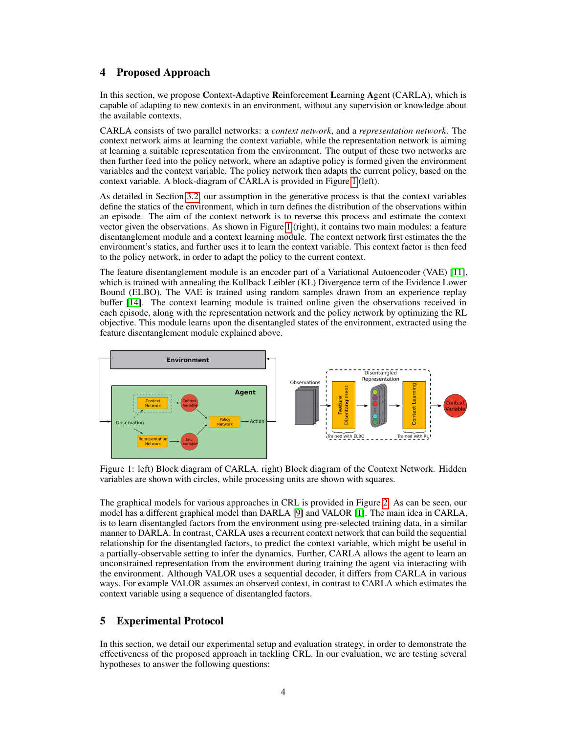## 4 Proposed Approach

In this section, we propose **C**ontext-**A**daptive **R**einforcement **L**earning **A**gent (CARLA), which is capable of adapting to new contexts in an environment, without any supervision or knowledge about the available contexts.

CARLA consists of two parallel networks: a *context network*, and a *representation network*. The context network aims at learning the context variable, while the representation network is aiming at learning a suitable representation from the environment. The output of these two networks are then further feed into the policy network, where an adaptive policy is formed given the environment variables and the context variable. The policy network then adapts the current policy, based on the context variable. A block-diagram of CARLA is provided in Figure 1 (left).

As detailed in Section 3.2, our assumption in the generative process is that the context variables define the statics of the environment, which in turn defines the distribution of the observations within an episode. The aim of the context network is to reverse this process and estimate the context vector given the observations. As shown in Figure 1 (right), it contains two main modules: a feature disentanglement module and a context learning module. The context network first estimates the the environment's statics, and further uses it to learn the context variable. This context factor is then feed to the policy network, in order to adapt the policy to the current context.

The feature disentanglement module is an encoder part of a Variational Autoencoder (VAE) [11], which is trained with annealing the Kullback Leibler (KL) Divergence term of the Evidence Lower Bound (ELBO). The VAE is trained using random samples drawn from an experience replay buffer [14]. The context learning module is trained online given the observations received in each episode, along with the representation network and the policy network by optimizing the RL objective. This module learns upon the disentangled states of the environment, extracted using the feature disentanglement module explained above.

Figure 1: left) Block diagram of CARLA. right) Block diagram of the Context Network. Hidden variables are shown with circles, while processing units are shown with squares.

The graphical models for various approaches in CRL is provided in Figure 2. As can be seen, our model has a different graphical model than DARLA [9] and VALOR [1]. The main idea in CARLA, is to learn disentangled factors from the environment using pre-selected training data, in a similar manner to DARLA. In contrast, CARLA uses a recurrent context network that can build the sequential relationship for the disentangled factors, to predict the context variable, which might be useful in a partially-observable setting to infer the dynamics. Further, CARLA allows the agent to learn an unconstrained representation from the environment during training the agent via interacting with the environment. Although VALOR uses a sequential decoder, it differs from CARLA in various ways. For example VALOR assumes an observed context, in contrast to CARLA which estimates the context variable using a sequence of disentangled factors.

## 5 Experimental Protocol

In this section, we detail our experimental setup and evaluation strategy, in order to demonstrate the effectiveness of the proposed approach in tackling CRL. In our evaluation, we are testing several hypotheses to answer the following questions: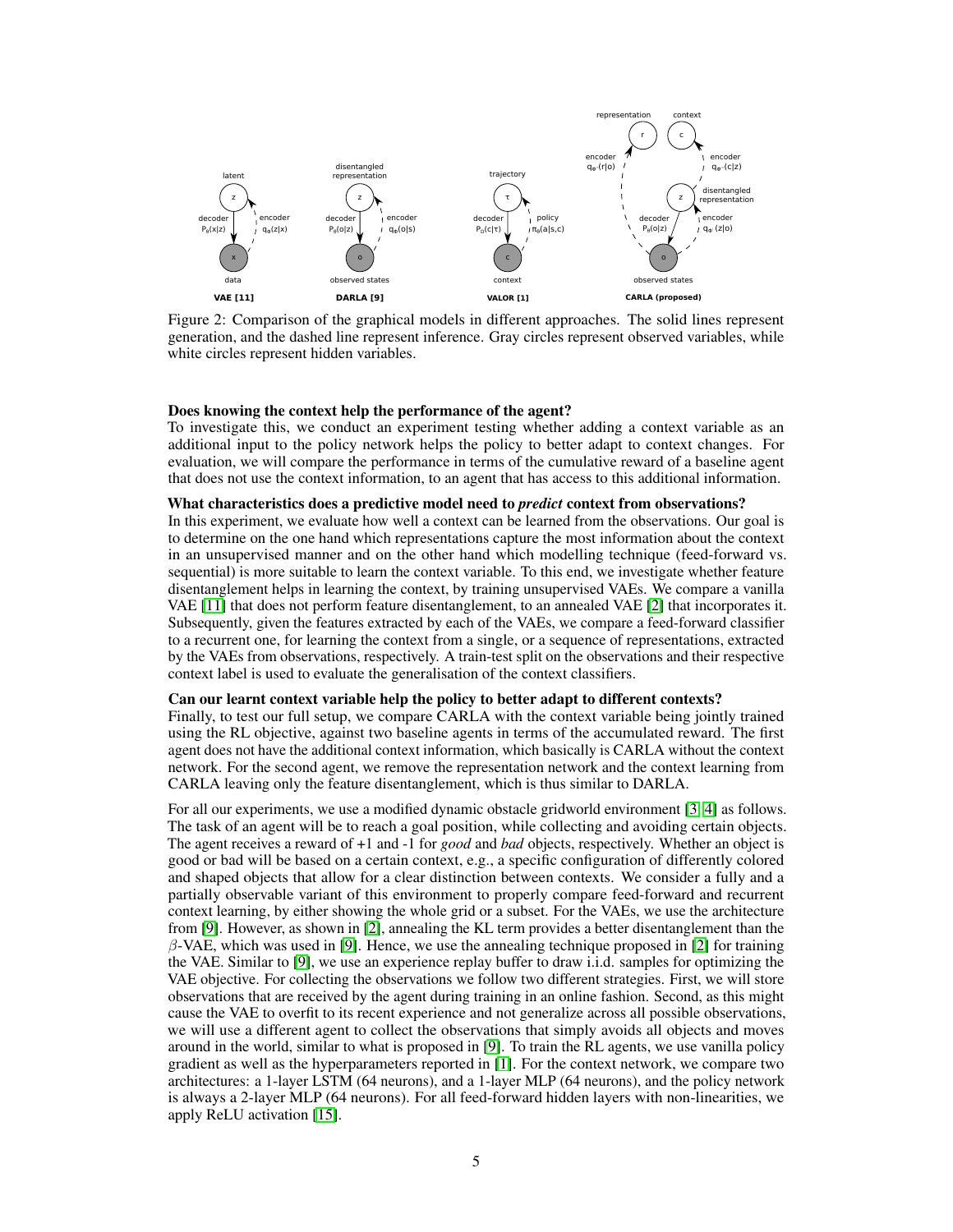Figure 2: Comparison of the graphical models in different approaches. The solid lines represent generation, and the dashed line represent inference. Gray circles represent observed variables, while white circles represent hidden variables.

**Does knowing the context help the performance of the agent?**
To investigate this, we conduct an experiment testing whether adding a context variable as an additional input to the policy network helps the policy to better adapt to context changes. For evaluation, we will compare the performance in terms of the cumulative reward of a baseline agent that does not use the context information, to an agent that has access to this additional information.

**What characteristics does a predictive model need to *predict* context from observations?**
In this experiment, we evaluate how well a context can be learned from the observations. Our goal is to determine on the one hand which representations capture the most information about the context in an unsupervised manner and on the other hand which modelling technique (feed-forward vs. sequential) is more suitable to learn the context variable. To this end, we investigate whether feature disentanglement helps in learning the context, by training unsupervised VAEs. We compare a vanilla VAE [11] that does not perform feature disentanglement, to an annealed VAE [2] that incorporates it. Subsequently, given the features extracted by each of the VAEs, we compare a feed-forward classifier to a recurrent one, for learning the context from a single, or a sequence of representations, extracted by the VAEs from observations, respectively. A train-test split on the observations and their respective context label is used to evaluate the generalisation of the context classifiers.

**Can our learnt context variable help the policy to better adapt to different contexts?**
Finally, to test our full setup, we compare CARLA with the context variable being jointly trained using the RL objective, against two baseline agents in terms of the accumulated reward. The first agent does not have the additional context information, which basically is CARLA without the context network. For the second agent, we remove the representation network and the context learning from CARLA leaving only the feature disentanglement, which is thus similar to DARLA.

For all our experiments, we use a modified dynamic obstacle gridworld environment [3, 4] as follows. The task of an agent will be to reach a goal position, while collecting and avoiding certain objects. The agent receives a reward of +1 and -1 for *good* and *bad* objects, respectively. Whether an object is good or bad will be based on a certain context, e.g., a specific configuration of differently colored and shaped objects that allow for a clear distinction between contexts. We consider a fully and a partially observable variant of this environment to properly compare feed-forward and recurrent context learning, by either showing the whole grid or a subset. For the VAEs, we use the architecture from [9]. However, as shown in [2], annealing the KL term provides a better disentanglement than the $\beta$-VAE, which was used in [9]. Hence, we use the annealing technique proposed in [2] for training the VAE. Similar to [9], we use an experience replay buffer to draw i.i.d. samples for optimizing the VAE objective. For collecting the observations we follow two different strategies. First, we will store observations that are received by the agent during training in an online fashion. Second, as this might cause the VAE to overfit to its recent experience and not generalize across all possible observations, we will use a different agent to collect the observations that simply avoids all objects and moves around in the world, similar to what is proposed in [9]. To train the RL agents, we use vanilla policy gradient as well as the hyperparameters reported in [1]. For the context network, we compare two architectures: a 1-layer LSTM (64 neurons), and a 1-layer MLP (64 neurons), and the policy network is always a 2-layer MLP (64 neurons). For all feed-forward hidden layers with non-linearities, we apply ReLU activation [15].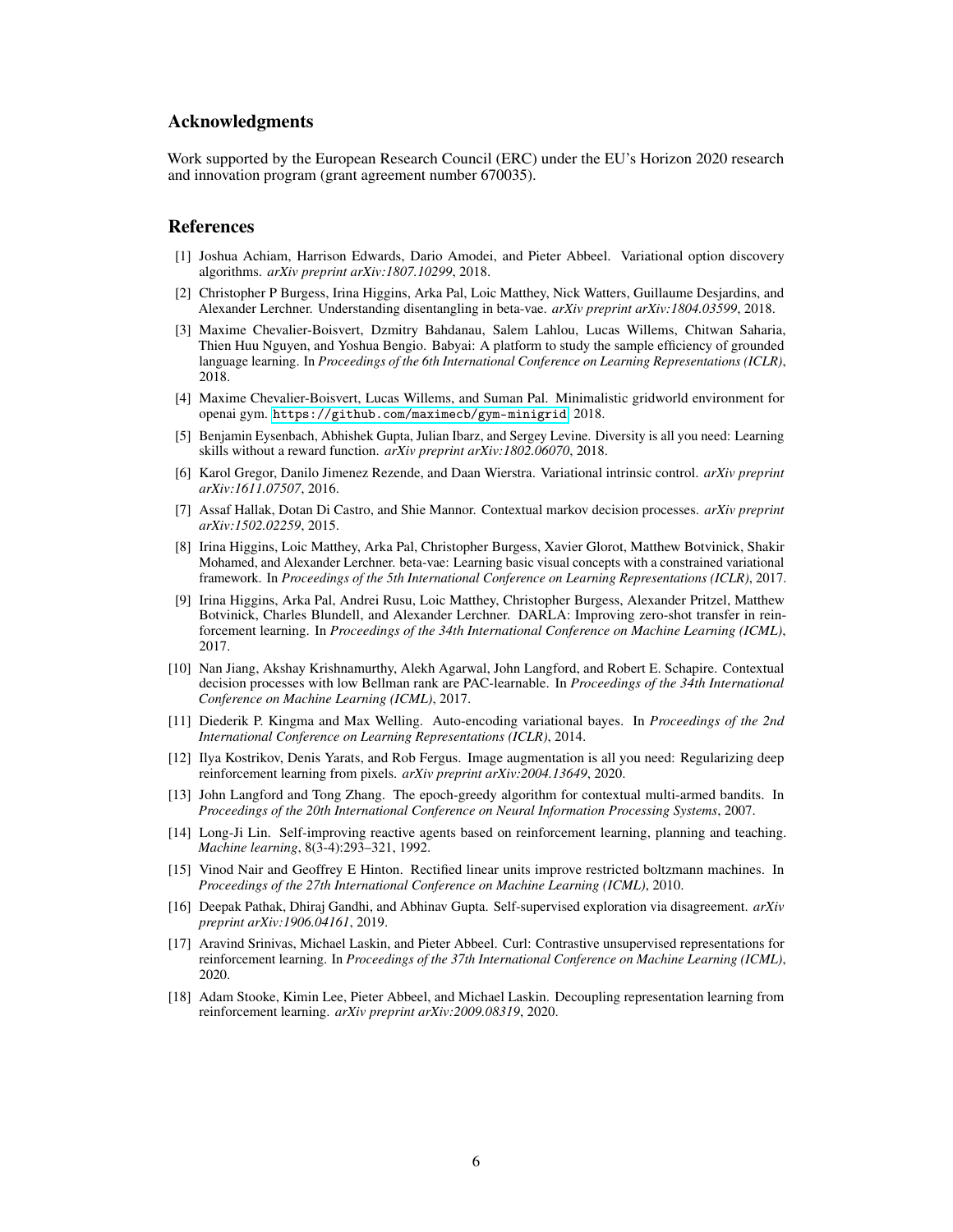## Acknowledgments

Work supported by the European Research Council (ERC) under the EU's Horizon 2020 research and innovation program (grant agreement number 670035).

## References

[1] Joshua Achiam, Harrison Edwards, Dario Amodei, and Pieter Abbeel. Variational option discovery algorithms. *arXiv preprint arXiv:1807.10299*, 2018.

[2] Christopher P Burgess, Irina Higgins, Arka Pal, Loic Matthey, Nick Watters, Guillaume Desjardins, and Alexander Lerchner. Understanding disentangling in beta-vae. *arXiv preprint arXiv:1804.03599*, 2018.

[3] Maxime Chevalier-Boisvert, Dzmitry Bahdanau, Salem Lahlou, Lucas Willems, Chitwan Saharia, Thien Huu Nguyen, and Yoshua Bengio. Babyai: A platform to study the sample efficiency of grounded language learning. In *Proceedings of the 6th International Conference on Learning Representations (ICLR)*, 2018.

[4] Maxime Chevalier-Boisvert, Lucas Willems, and Suman Pal. Minimalistic gridworld environment for openai gym. `https://github.com/maximecb/gym-minigrid`, 2018.

[5] Benjamin Eysenbach, Abhishek Gupta, Julian Ibarz, and Sergey Levine. Diversity is all you need: Learning skills without a reward function. *arXiv preprint arXiv:1802.06070*, 2018.

[6] Karol Gregor, Danilo Jimenez Rezende, and Daan Wierstra. Variational intrinsic control. *arXiv preprint arXiv:1611.07507*, 2016.

[7] Assaf Hallak, Dotan Di Castro, and Shie Mannor. Contextual markov decision processes. *arXiv preprint arXiv:1502.02259*, 2015.

[8] Irina Higgins, Loic Matthey, Arka Pal, Christopher Burgess, Xavier Glorot, Matthew Botvinick, Shakir Mohamed, and Alexander Lerchner. beta-vae: Learning basic visual concepts with a constrained variational framework. In *Proceedings of the 5th International Conference on Learning Representations (ICLR)*, 2017.

[9] Irina Higgins, Arka Pal, Andrei Rusu, Loic Matthey, Christopher Burgess, Alexander Pritzel, Matthew Botvinick, Charles Blundell, and Alexander Lerchner. DARLA: Improving zero-shot transfer in reinforcement learning. In *Proceedings of the 34th International Conference on Machine Learning (ICML)*, 2017.

[10] Nan Jiang, Akshay Krishnamurthy, Alekh Agarwal, John Langford, and Robert E. Schapire. Contextual decision processes with low Bellman rank are PAC-learnable. In *Proceedings of the 34th International Conference on Machine Learning (ICML)*, 2017.

[11] Diederik P. Kingma and Max Welling. Auto-encoding variational bayes. In *Proceedings of the 2nd International Conference on Learning Representations (ICLR)*, 2014.

[12] Ilya Kostrikov, Denis Yarats, and Rob Fergus. Image augmentation is all you need: Regularizing deep reinforcement learning from pixels. *arXiv preprint arXiv:2004.13649*, 2020.

[13] John Langford and Tong Zhang. The epoch-greedy algorithm for contextual multi-armed bandits. In *Proceedings of the 20th International Conference on Neural Information Processing Systems*, 2007.

[14] Long-Ji Lin. Self-improving reactive agents based on reinforcement learning, planning and teaching. *Machine learning*, 8(3-4):293–321, 1992.

[15] Vinod Nair and Geoffrey E Hinton. Rectified linear units improve restricted boltzmann machines. In *Proceedings of the 27th International Conference on Machine Learning (ICML)*, 2010.

[16] Deepak Pathak, Dhiraj Gandhi, and Abhinav Gupta. Self-supervised exploration via disagreement. *arXiv preprint arXiv:1906.04161*, 2019.

[17] Aravind Srinivas, Michael Laskin, and Pieter Abbeel. Curl: Contrastive unsupervised representations for reinforcement learning. In *Proceedings of the 37th International Conference on Machine Learning (ICML)*, 2020.

[18] Adam Stooke, Kimin Lee, Pieter Abbeel, and Michael Laskin. Decoupling representation learning from reinforcement learning. *arXiv preprint arXiv:2009.08319*, 2020.